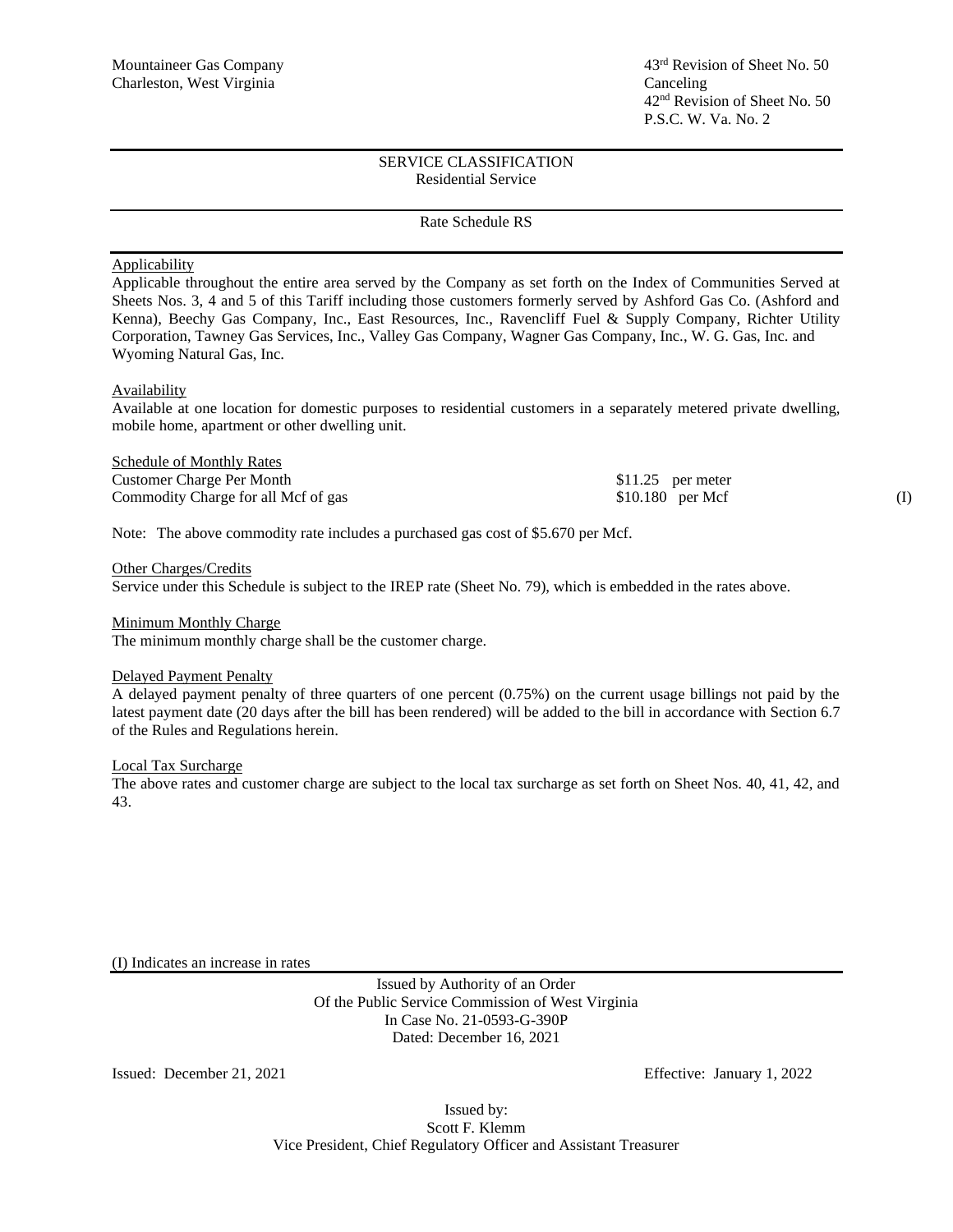Mountaineer Gas Company
Charleston, West Virginia

43rd Revision of Sheet No. 50
Canceling
42nd Revision of Sheet No. 50
P.S.C. W. Va. No. 2

---

SERVICE CLASSIFICATION
Residential Service

---

Rate Schedule RS

---

Applicability
Applicable throughout the entire area served by the Company as set forth on the Index of Communities Served at Sheets Nos. 3, 4 and 5 of this Tariff including those customers formerly served by Ashford Gas Co. (Ashford and Kenna), Beechy Gas Company, Inc., East Resources, Inc., Ravencliff Fuel & Supply Company, Richter Utility Corporation, Tawney Gas Services, Inc., Valley Gas Company, Wagner Gas Company, Inc., W. G. Gas, Inc. and Wyoming Natural Gas, Inc.

Availability
Available at one location for domestic purposes to residential customers in a separately metered private dwelling, mobile home, apartment or other dwelling unit.

Schedule of Monthly Rates

| | | |
|---|---|---|
| Customer Charge Per Month | $11.25 per meter | |
| Commodity Charge for all Mcf of gas | $10.180 per Mcf | (I) |

Note: The above commodity rate includes a purchased gas cost of $5.670 per Mcf.

Other Charges/Credits
Service under this Schedule is subject to the IREP rate (Sheet No. 79), which is embedded in the rates above.

Minimum Monthly Charge
The minimum monthly charge shall be the customer charge.

Delayed Payment Penalty
A delayed payment penalty of three quarters of one percent (0.75%) on the current usage billings not paid by the latest payment date (20 days after the bill has been rendered) will be added to the bill in accordance with Section 6.7 of the Rules and Regulations herein.

Local Tax Surcharge
The above rates and customer charge are subject to the local tax surcharge as set forth on Sheet Nos. 40, 41, 42, and 43.

(I) Indicates an increase in rates

---

Issued by Authority of an Order
Of the Public Service Commission of West Virginia
In Case No. 21-0593-G-390P
Dated: December 16, 2021

Issued: December 21, 2021

Effective: January 1, 2022

Issued by:
Scott F. Klemm
Vice President, Chief Regulatory Officer and Assistant Treasurer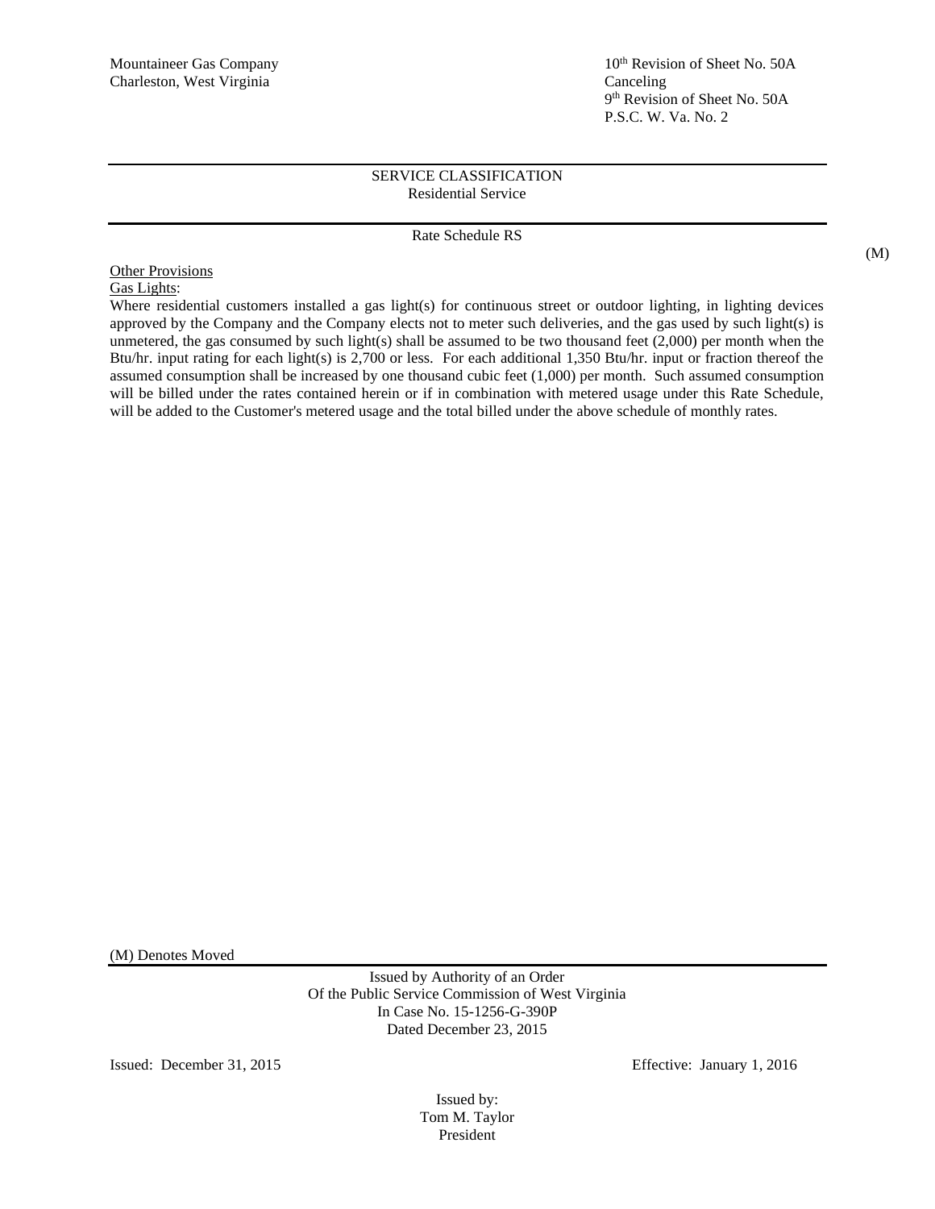Mountaineer Gas Company
Charleston, West Virginia

10th Revision of Sheet No. 50A
Canceling
9th Revision of Sheet No. 50A
P.S.C. W. Va. No. 2

SERVICE CLASSIFICATION
Residential Service

Rate Schedule RS

(M)

Other Provisions

Gas Lights:

Where residential customers installed a gas light(s) for continuous street or outdoor lighting, in lighting devices approved by the Company and the Company elects not to meter such deliveries, and the gas used by such light(s) is unmetered, the gas consumed by such light(s) shall be assumed to be two thousand feet (2,000) per month when the Btu/hr. input rating for each light(s) is 2,700 or less. For each additional 1,350 Btu/hr. input or fraction thereof the assumed consumption shall be increased by one thousand cubic feet (1,000) per month. Such assumed consumption will be billed under the rates contained herein or if in combination with metered usage under this Rate Schedule, will be added to the Customer's metered usage and the total billed under the above schedule of monthly rates.

(M) Denotes Moved

Issued by Authority of an Order
Of the Public Service Commission of West Virginia
In Case No. 15-1256-G-390P
Dated December 23, 2015

Issued: December 31, 2015

Effective: January 1, 2016

Issued by:
Tom M. Taylor
President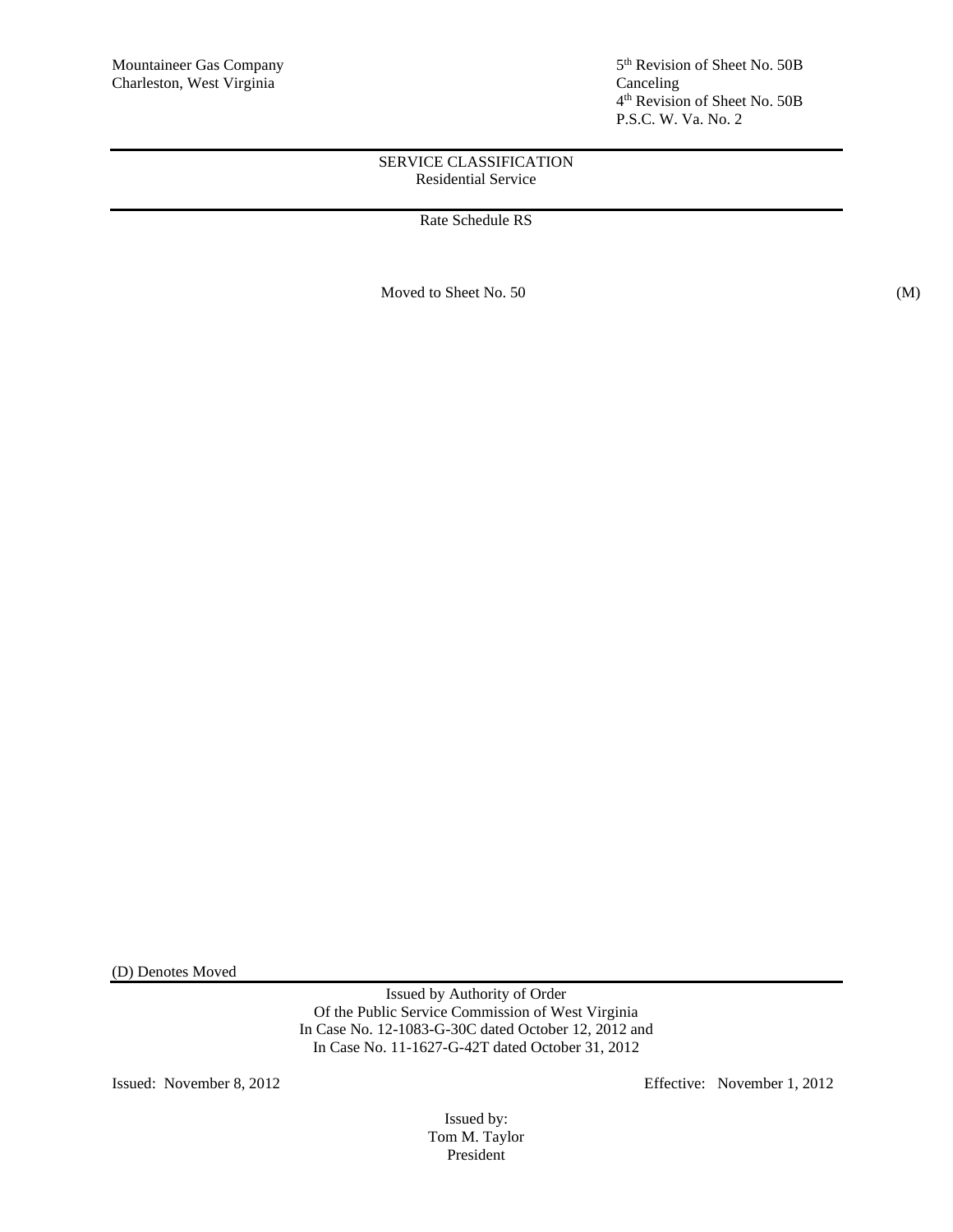Mountaineer Gas Company
Charleston, West Virginia

5th Revision of Sheet No. 50B
Canceling
4th Revision of Sheet No. 50B
P.S.C. W. Va. No. 2

SERVICE CLASSIFICATION
Residential Service

Rate Schedule RS

Moved to Sheet No. 50 (M)

(D) Denotes Moved

Issued by Authority of Order
Of the Public Service Commission of West Virginia
In Case No. 12-1083-G-30C dated October 12, 2012 and
In Case No. 11-1627-G-42T dated October 31, 2012

Issued: November 8, 2012

Effective: November 1, 2012

Issued by:
Tom M. Taylor
President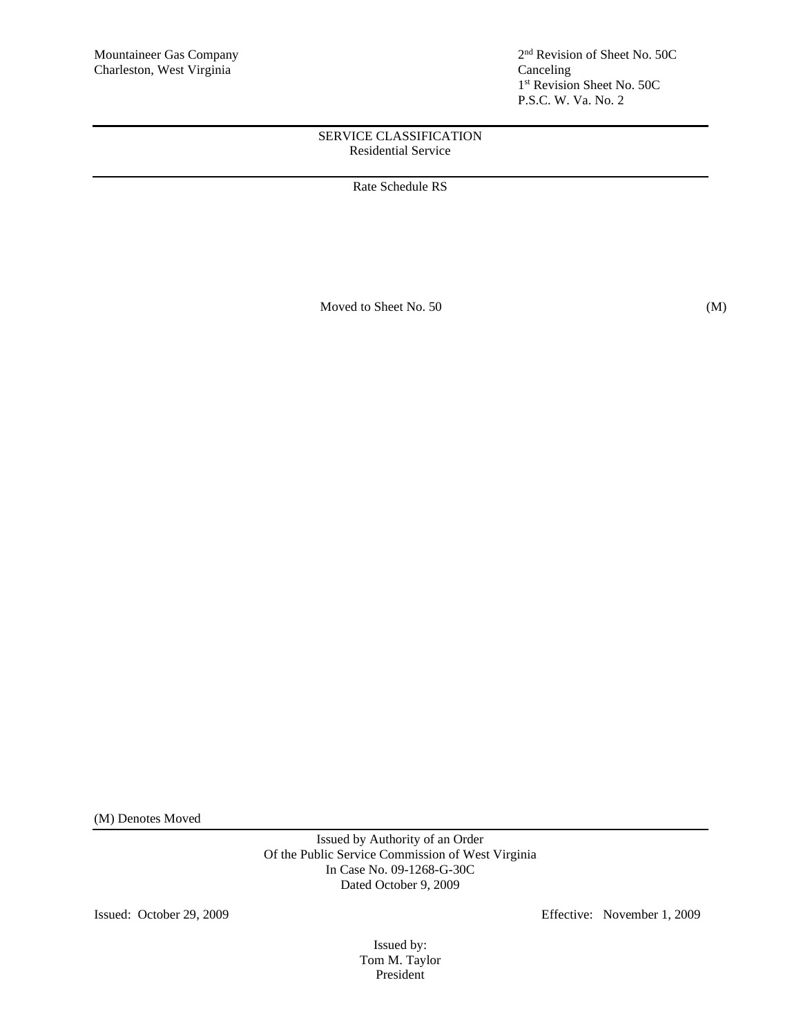Mountaineer Gas Company
Charleston, West Virginia

2nd Revision of Sheet No. 50C
Canceling
1st Revision Sheet No. 50C
P.S.C. W. Va. No. 2

SERVICE CLASSIFICATION
Residential Service

Rate Schedule RS

Moved to Sheet No. 50 (M)

(M) Denotes Moved

Issued by Authority of an Order
Of the Public Service Commission of West Virginia
In Case No. 09-1268-G-30C
Dated October 9, 2009

Issued: October 29, 2009

Effective: November 1, 2009

Issued by:
Tom M. Taylor
President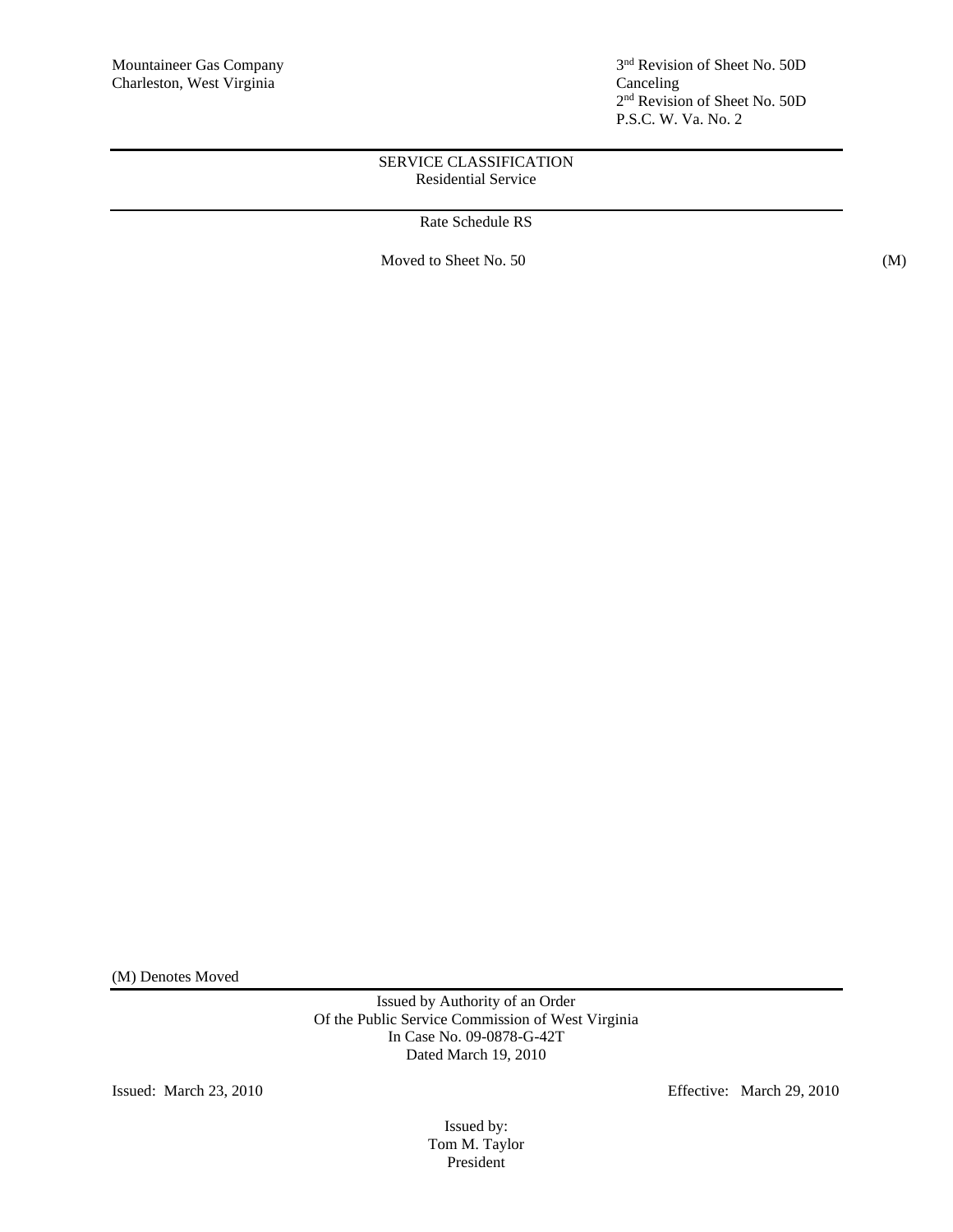Mountaineer Gas Company
Charleston, West Virginia

3rd Revision of Sheet No. 50D
Canceling
2nd Revision of Sheet No. 50D
P.S.C. W. Va. No. 2

SERVICE CLASSIFICATION
Residential Service

Rate Schedule RS

Moved to Sheet No. 50 (M)

(M) Denotes Moved

Issued by Authority of an Order
Of the Public Service Commission of West Virginia
In Case No. 09-0878-G-42T
Dated March 19, 2010

Issued: March 23, 2010

Effective: March 29, 2010

Issued by:
Tom M. Taylor
President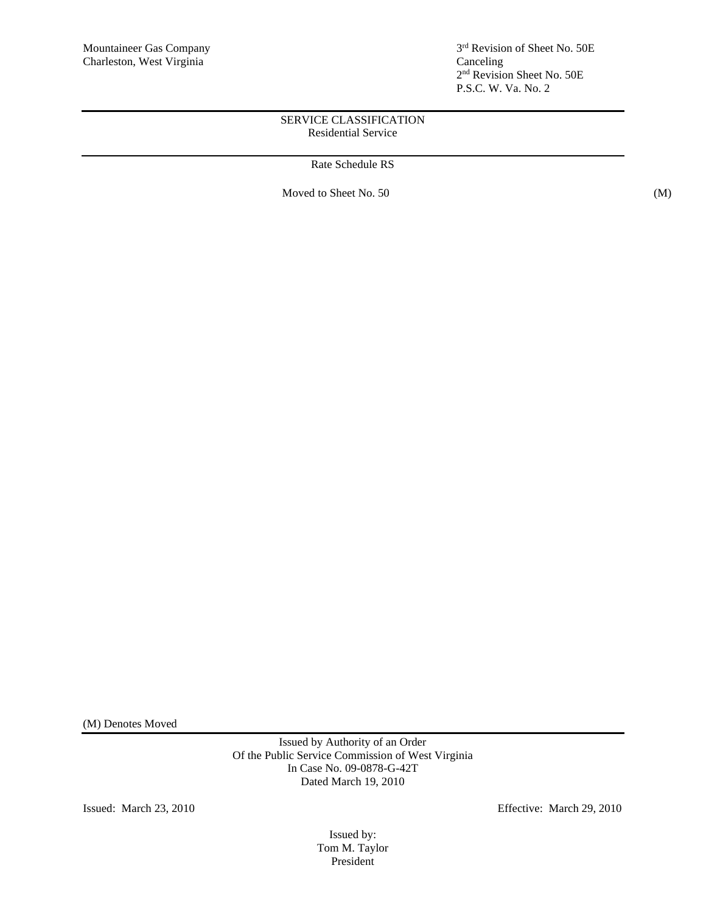Mountaineer Gas Company
Charleston, West Virginia

3rd Revision of Sheet No. 50E
Canceling
2nd Revision Sheet No. 50E
P.S.C. W. Va. No. 2

SERVICE CLASSIFICATION
Residential Service

Rate Schedule RS

Moved to Sheet No. 50 (M)

(M) Denotes Moved

Issued by Authority of an Order
Of the Public Service Commission of West Virginia
In Case No. 09-0878-G-42T
Dated March 19, 2010

Issued: March 23, 2010

Effective: March 29, 2010

Issued by:
Tom M. Taylor
President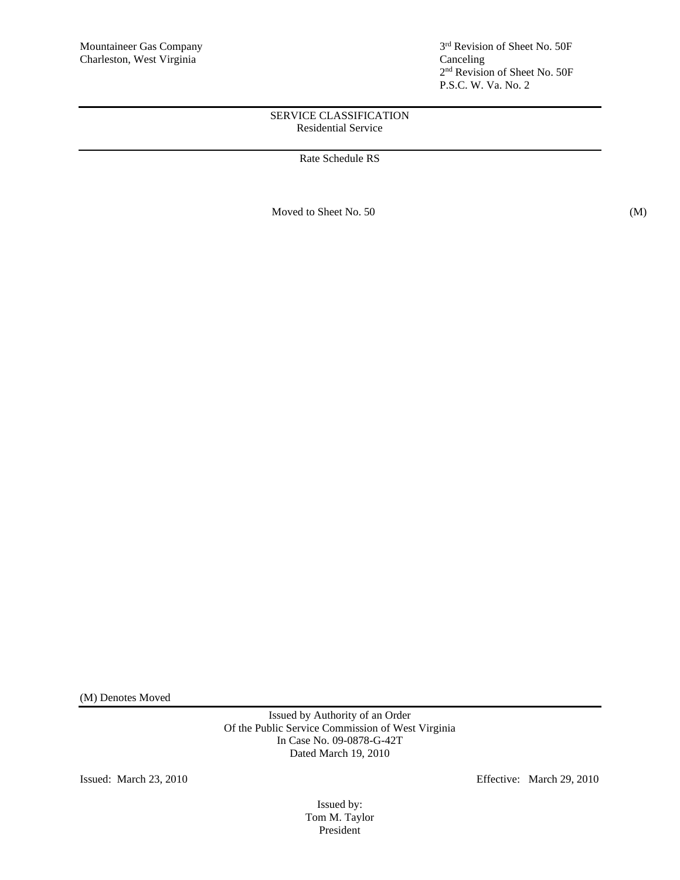Mountaineer Gas Company
Charleston, West Virginia

3rd Revision of Sheet No. 50F
Canceling
2nd Revision of Sheet No. 50F
P.S.C. W. Va. No. 2

SERVICE CLASSIFICATION
Residential Service

Rate Schedule RS

Moved to Sheet No. 50 (M)

(M) Denotes Moved

Issued by Authority of an Order
Of the Public Service Commission of West Virginia
In Case No. 09-0878-G-42T
Dated March 19, 2010

Issued: March 23, 2010

Effective: March 29, 2010

Issued by:
Tom M. Taylor
President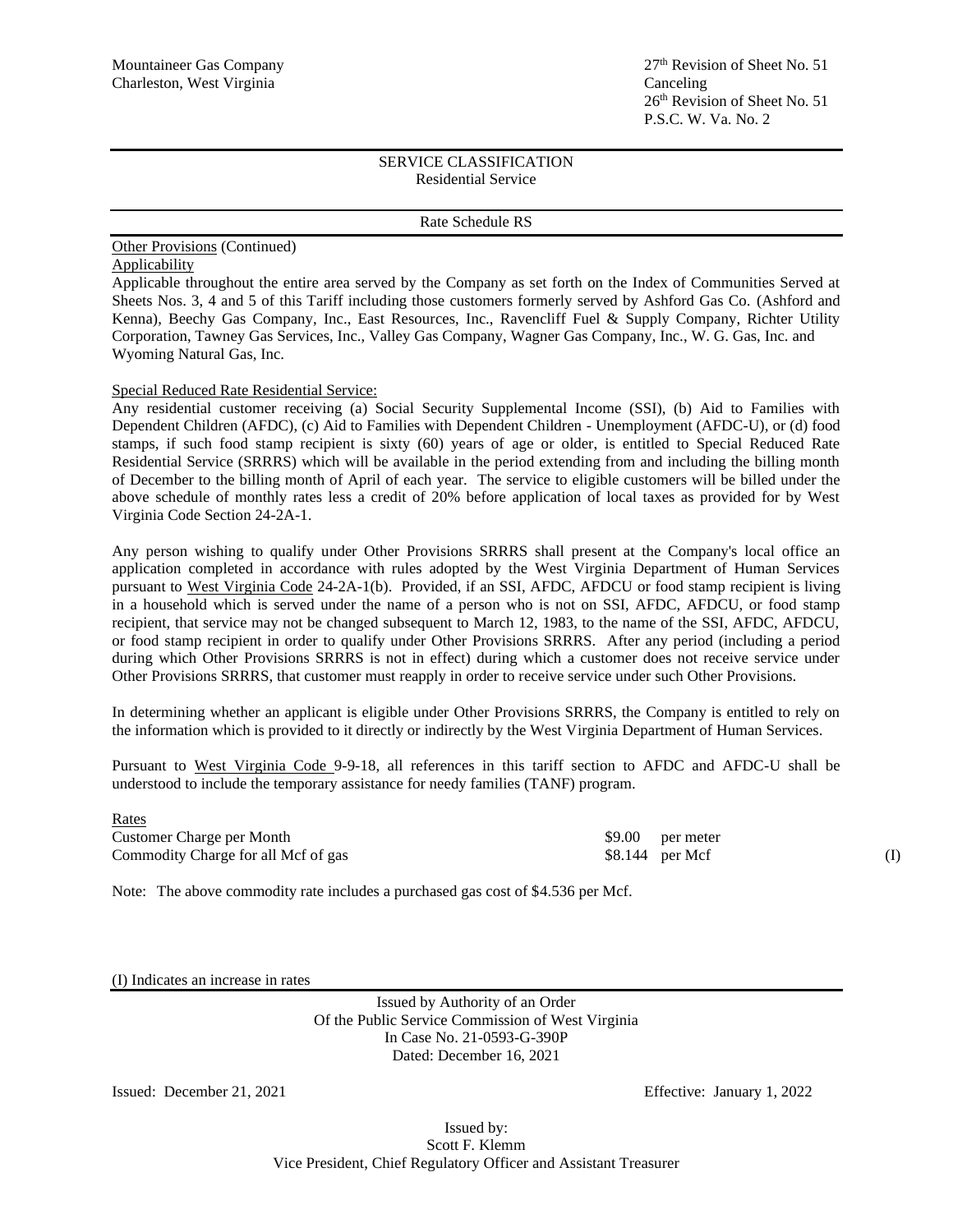Mountaineer Gas Company
Charleston, West Virginia

27th Revision of Sheet No. 51
Canceling
26th Revision of Sheet No. 51
P.S.C. W. Va. No. 2

SERVICE CLASSIFICATION
Residential Service

Rate Schedule RS

Other Provisions (Continued)

Applicability

Applicable throughout the entire area served by the Company as set forth on the Index of Communities Served at Sheets Nos. 3, 4 and 5 of this Tariff including those customers formerly served by Ashford Gas Co. (Ashford and Kenna), Beechy Gas Company, Inc., East Resources, Inc., Ravencliff Fuel & Supply Company, Richter Utility Corporation, Tawney Gas Services, Inc., Valley Gas Company, Wagner Gas Company, Inc., W. G. Gas, Inc. and Wyoming Natural Gas, Inc.

Special Reduced Rate Residential Service:

Any residential customer receiving (a) Social Security Supplemental Income (SSI), (b) Aid to Families with Dependent Children (AFDC), (c) Aid to Families with Dependent Children - Unemployment (AFDC-U), or (d) food stamps, if such food stamp recipient is sixty (60) years of age or older, is entitled to Special Reduced Rate Residential Service (SRRRS) which will be available in the period extending from and including the billing month of December to the billing month of April of each year. The service to eligible customers will be billed under the above schedule of monthly rates less a credit of 20% before application of local taxes as provided for by West Virginia Code Section 24-2A-1.

Any person wishing to qualify under Other Provisions SRRRS shall present at the Company's local office an application completed in accordance with rules adopted by the West Virginia Department of Human Services pursuant to West Virginia Code 24-2A-1(b). Provided, if an SSI, AFDC, AFDCU or food stamp recipient is living in a household which is served under the name of a person who is not on SSI, AFDC, AFDCU, or food stamp recipient, that service may not be changed subsequent to March 12, 1983, to the name of the SSI, AFDC, AFDCU, or food stamp recipient in order to qualify under Other Provisions SRRRS. After any period (including a period during which Other Provisions SRRRS is not in effect) during which a customer does not receive service under Other Provisions SRRRS, that customer must reapply in order to receive service under such Other Provisions.

In determining whether an applicant is eligible under Other Provisions SRRRS, the Company is entitled to rely on the information which is provided to it directly or indirectly by the West Virginia Department of Human Services.

Pursuant to West Virginia Code 9-9-18, all references in this tariff section to AFDC and AFDC-U shall be understood to include the temporary assistance for needy families (TANF) program.

Rates

| | | |
|---|---|---|
| Customer Charge per Month | $9.00 per meter | |
| Commodity Charge for all Mcf of gas | $8.144 per Mcf | (I) |

Note: The above commodity rate includes a purchased gas cost of $4.536 per Mcf.

(I) Indicates an increase in rates

Issued by Authority of an Order
Of the Public Service Commission of West Virginia
In Case No. 21-0593-G-390P
Dated: December 16, 2021

Issued: December 21, 2021

Effective: January 1, 2022

Issued by:
Scott F. Klemm
Vice President, Chief Regulatory Officer and Assistant Treasurer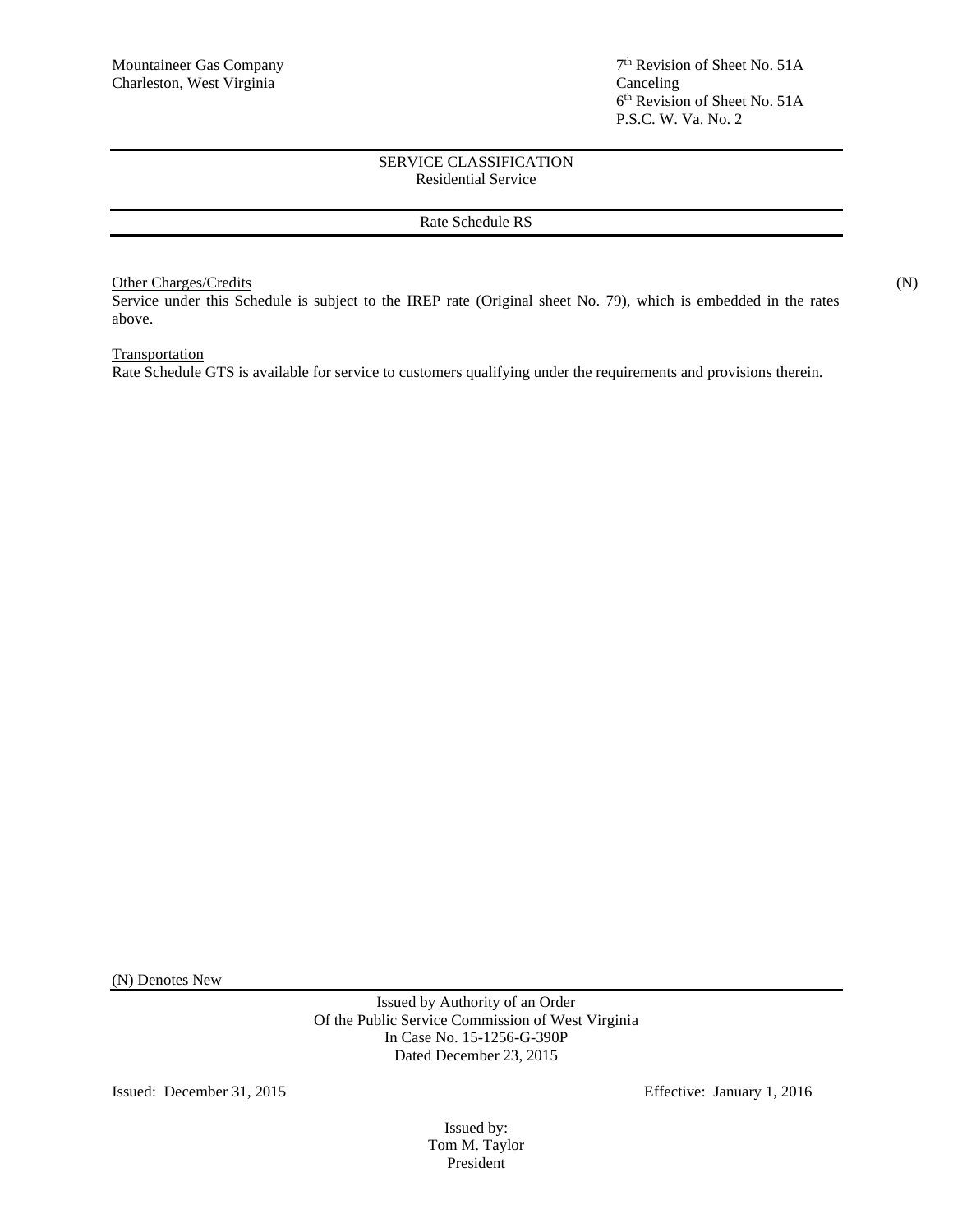Mountaineer Gas Company
Charleston, West Virginia

7th Revision of Sheet No. 51A
Canceling
6th Revision of Sheet No. 51A
P.S.C. W. Va. No. 2

SERVICE CLASSIFICATION
Residential Service

Rate Schedule RS

Other Charges/Credits (N)
Service under this Schedule is subject to the IREP rate (Original sheet No. 79), which is embedded in the rates above.

Transportation
Rate Schedule GTS is available for service to customers qualifying under the requirements and provisions therein.

(N) Denotes New

Issued by Authority of an Order
Of the Public Service Commission of West Virginia
In Case No. 15-1256-G-390P
Dated December 23, 2015

Issued: December 31, 2015

Effective: January 1, 2016

Issued by:
Tom M. Taylor
President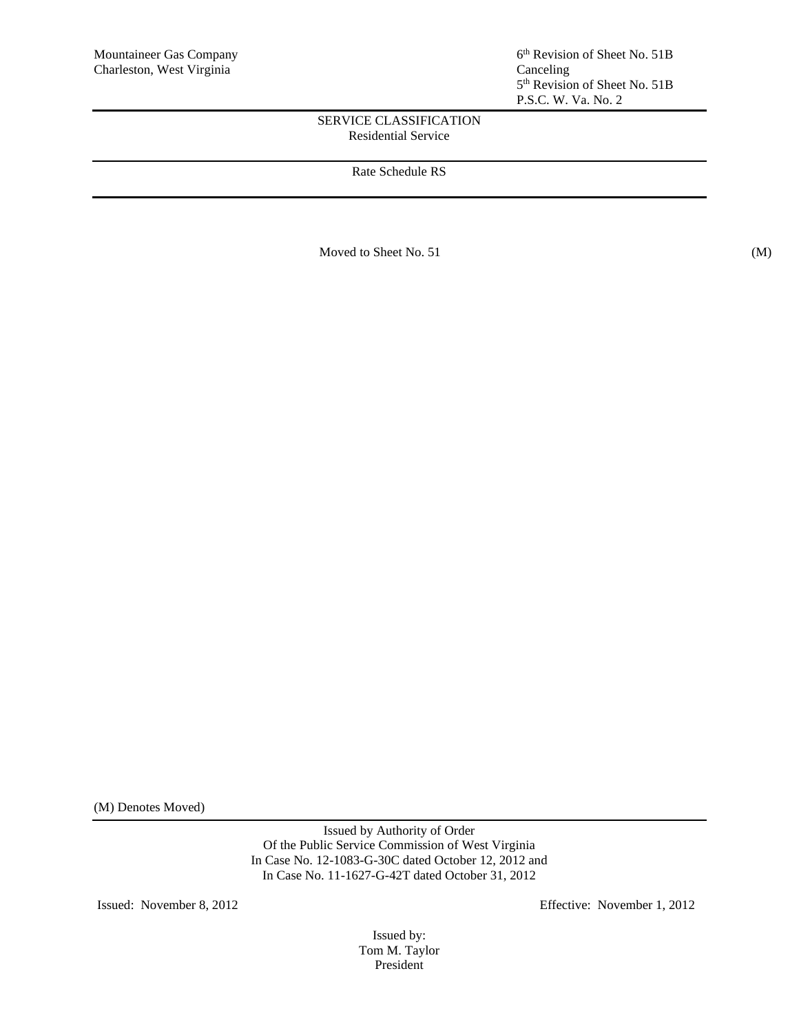Mountaineer Gas Company
Charleston, West Virginia

6th Revision of Sheet No. 51B
Canceling
5th Revision of Sheet No. 51B
P.S.C. W. Va. No. 2

SERVICE CLASSIFICATION
Residential Service

Rate Schedule RS

Moved to Sheet No. 51 (M)

(M) Denotes Moved)

Issued by Authority of Order
Of the Public Service Commission of West Virginia
In Case No. 12-1083-G-30C dated October 12, 2012 and
In Case No. 11-1627-G-42T dated October 31, 2012

Issued: November 8, 2012

Effective: November 1, 2012

Issued by:
Tom M. Taylor
President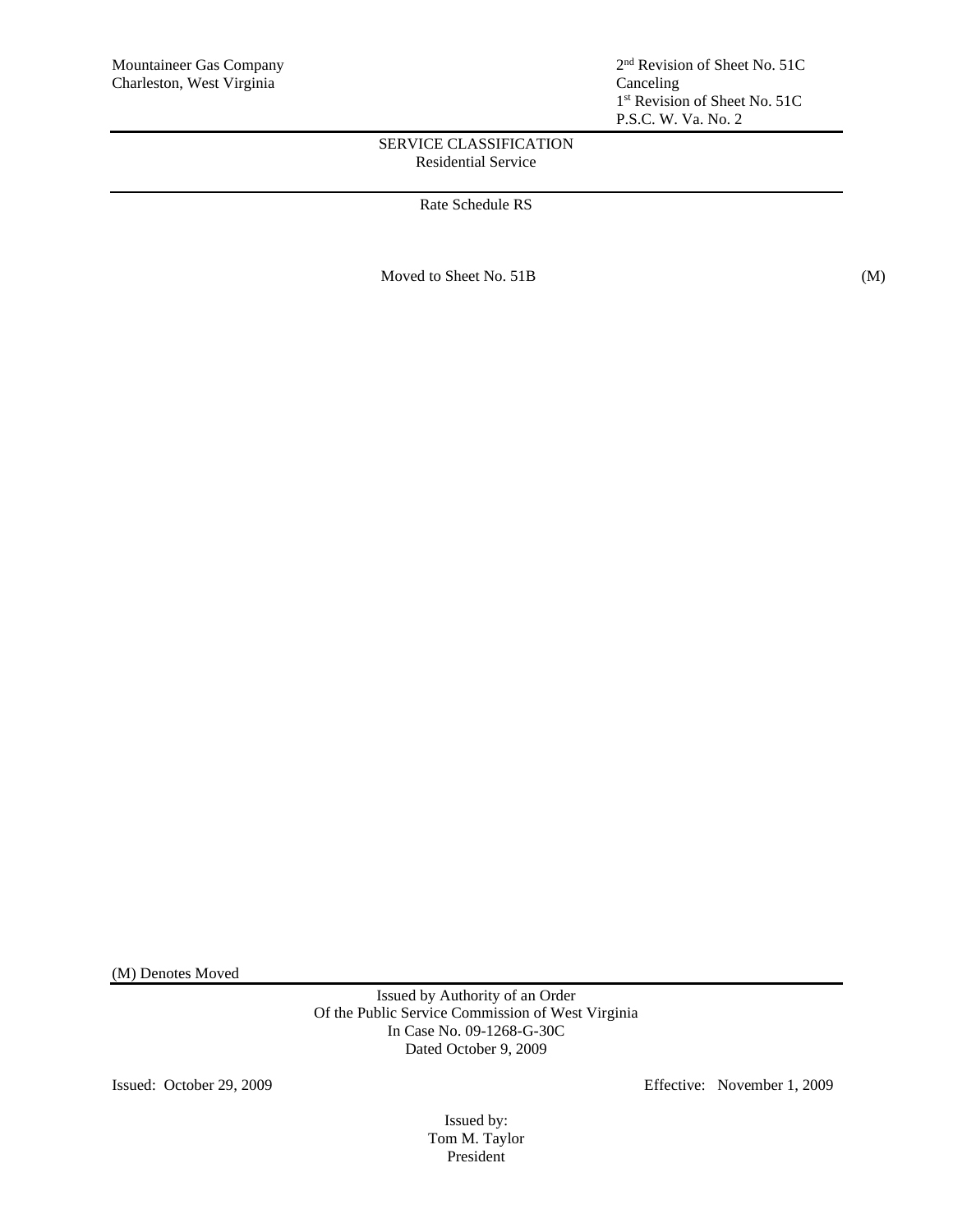Mountaineer Gas Company
Charleston, West Virginia

2nd Revision of Sheet No. 51C
Canceling
1st Revision of Sheet No. 51C
P.S.C. W. Va. No. 2

SERVICE CLASSIFICATION
Residential Service

Rate Schedule RS

Moved to Sheet No. 51B (M)

(M) Denotes Moved

Issued by Authority of an Order
Of the Public Service Commission of West Virginia
In Case No. 09-1268-G-30C
Dated October 9, 2009

Issued: October 29, 2009

Effective: November 1, 2009

Issued by:
Tom M. Taylor
President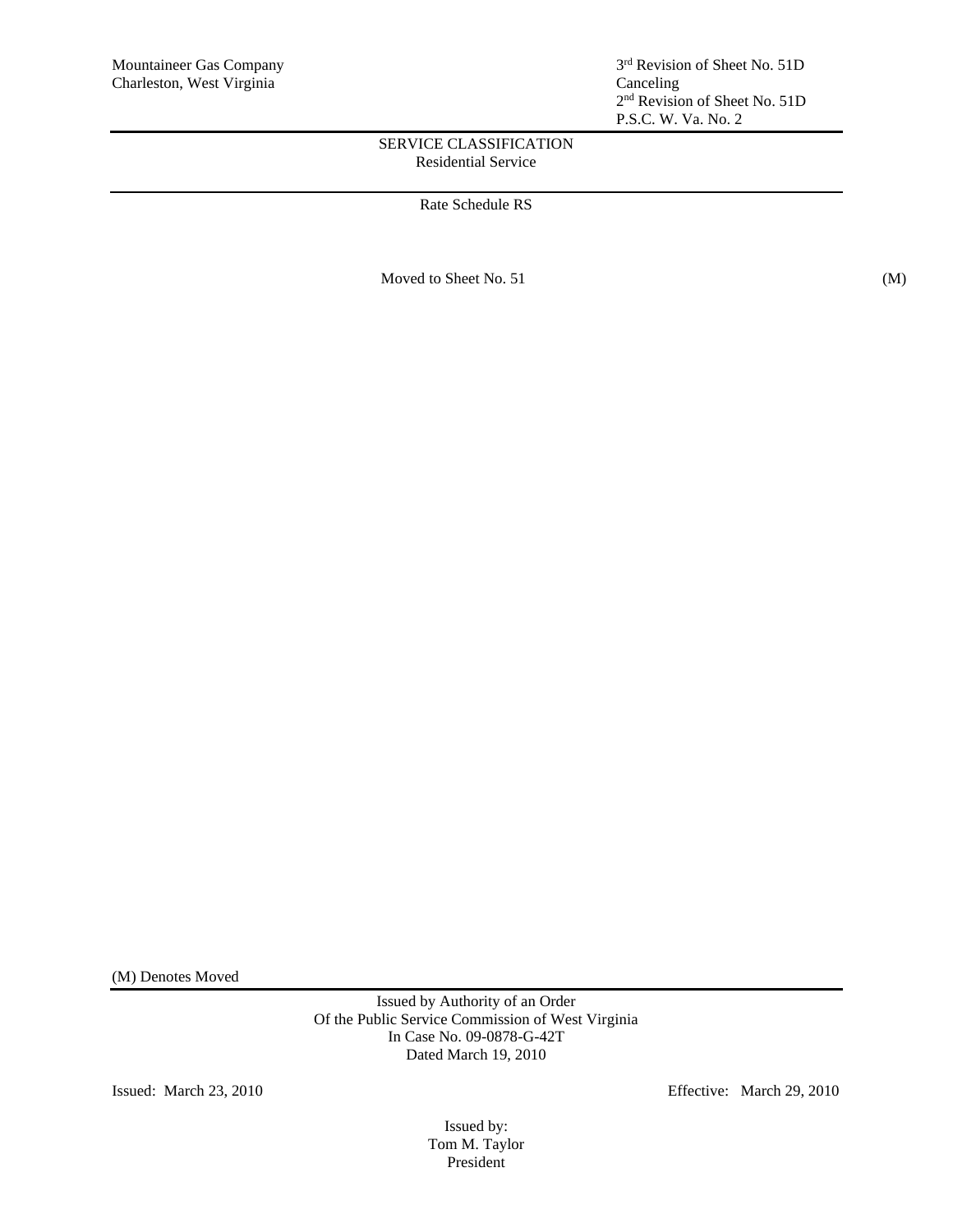Mountaineer Gas Company
Charleston, West Virginia

3rd Revision of Sheet No. 51D
Canceling
2nd Revision of Sheet No. 51D
P.S.C. W. Va. No. 2

SERVICE CLASSIFICATION
Residential Service

Rate Schedule RS

Moved to Sheet No. 51 (M)

(M) Denotes Moved

Issued by Authority of an Order
Of the Public Service Commission of West Virginia
In Case No. 09-0878-G-42T
Dated March 19, 2010

Issued: March 23, 2010

Effective: March 29, 2010

Issued by:
Tom M. Taylor
President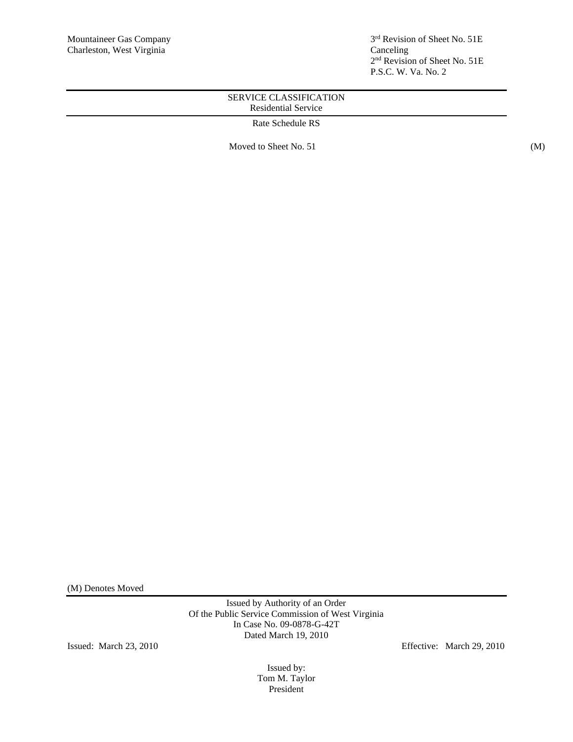Mountaineer Gas Company
Charleston, West Virginia

3rd Revision of Sheet No. 51E
Canceling
2nd Revision of Sheet No. 51E
P.S.C. W. Va. No. 2

SERVICE CLASSIFICATION
Residential Service

Rate Schedule RS

Moved to Sheet No. 51 (M)

(M) Denotes Moved

Issued by Authority of an Order
Of the Public Service Commission of West Virginia
In Case No. 09-0878-G-42T
Dated March 19, 2010

Issued: March 23, 2010

Effective: March 29, 2010

Issued by:
Tom M. Taylor
President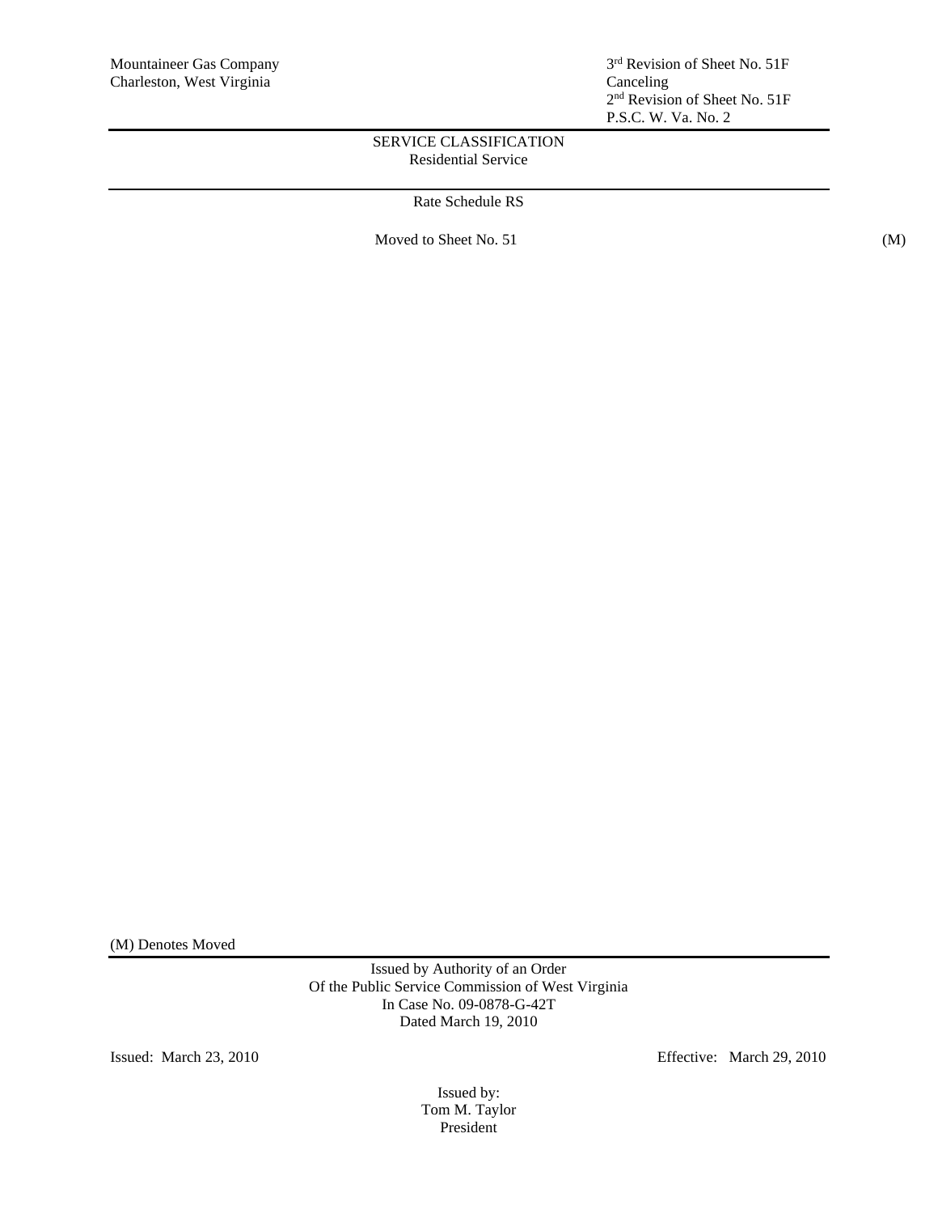Mountaineer Gas Company
Charleston, West Virginia

3rd Revision of Sheet No. 51F
Canceling
2nd Revision of Sheet No. 51F
P.S.C. W. Va. No. 2

SERVICE CLASSIFICATION
Residential Service

Rate Schedule RS

Moved to Sheet No. 51 (M)

(M) Denotes Moved

Issued by Authority of an Order
Of the Public Service Commission of West Virginia
In Case No. 09-0878-G-42T
Dated March 19, 2010

Issued: March 23, 2010

Effective: March 29, 2010

Issued by:
Tom M. Taylor
President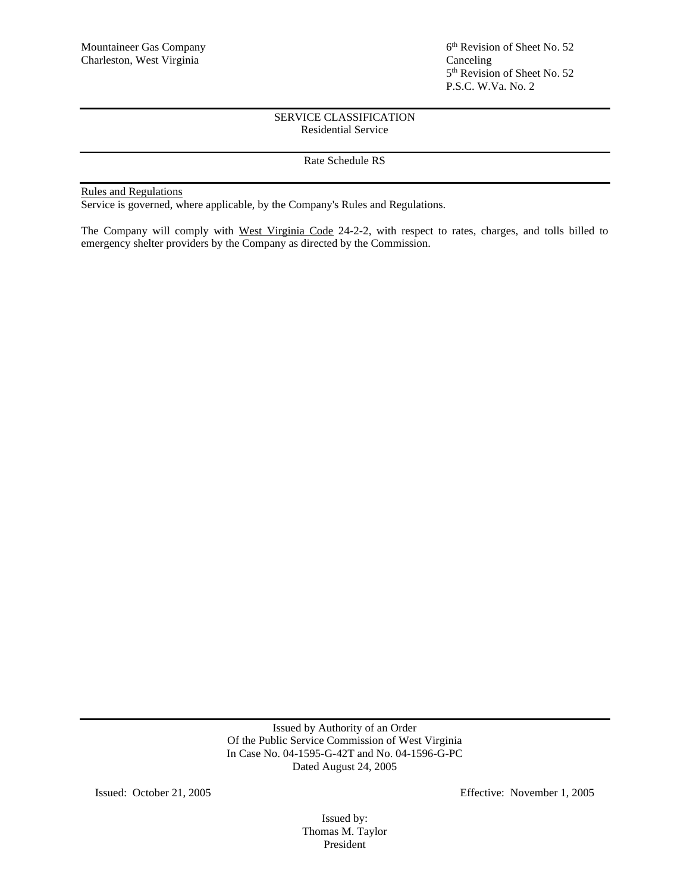Mountaineer Gas Company
Charleston, West Virginia

6th Revision of Sheet No. 52
Canceling
5th Revision of Sheet No. 52
P.S.C. W.Va. No. 2

---

SERVICE CLASSIFICATION
Residential Service

---

Rate Schedule RS

---

<u>Rules and Regulations</u>
Service is governed, where applicable, by the Company's Rules and Regulations.

The Company will comply with <u>West Virginia Code</u> 24-2-2, with respect to rates, charges, and tolls billed to emergency shelter providers by the Company as directed by the Commission.

---

Issued by Authority of an Order
Of the Public Service Commission of West Virginia
In Case No. 04-1595-G-42T and No. 04-1596-G-PC
Dated August 24, 2005

Issued: October 21, 2005

Effective: November 1, 2005

Issued by:
Thomas M. Taylor
President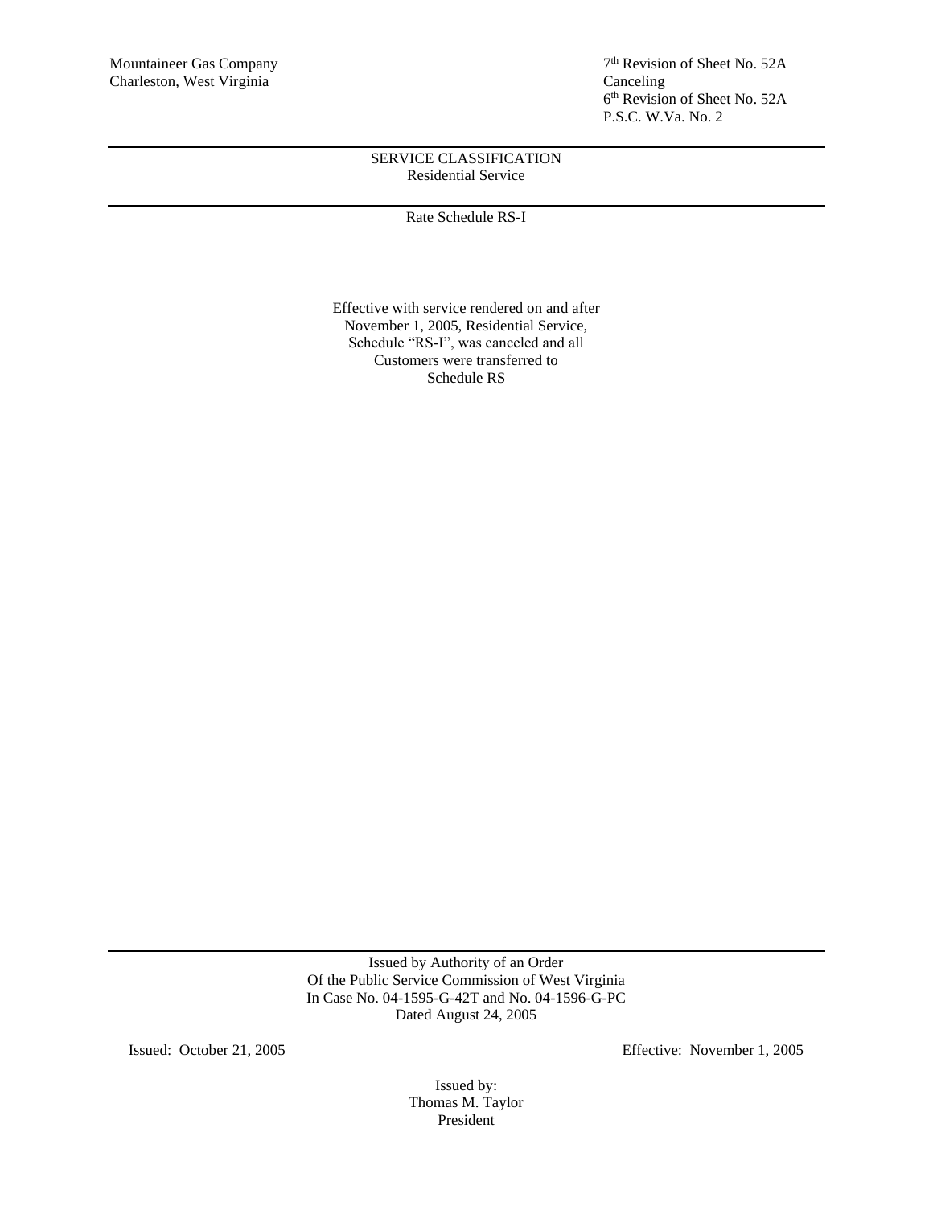Mountaineer Gas Company
Charleston, West Virginia

7th Revision of Sheet No. 52A
Canceling
6th Revision of Sheet No. 52A
P.S.C. W.Va. No. 2

SERVICE CLASSIFICATION
Residential Service

Rate Schedule RS-I

Effective with service rendered on and after November 1, 2005, Residential Service, Schedule "RS-I", was canceled and all Customers were transferred to Schedule RS

Issued by Authority of an Order
Of the Public Service Commission of West Virginia
In Case No. 04-1595-G-42T and No. 04-1596-G-PC
Dated August 24, 2005

Issued: October 21, 2005

Effective: November 1, 2005

Issued by:
Thomas M. Taylor
President